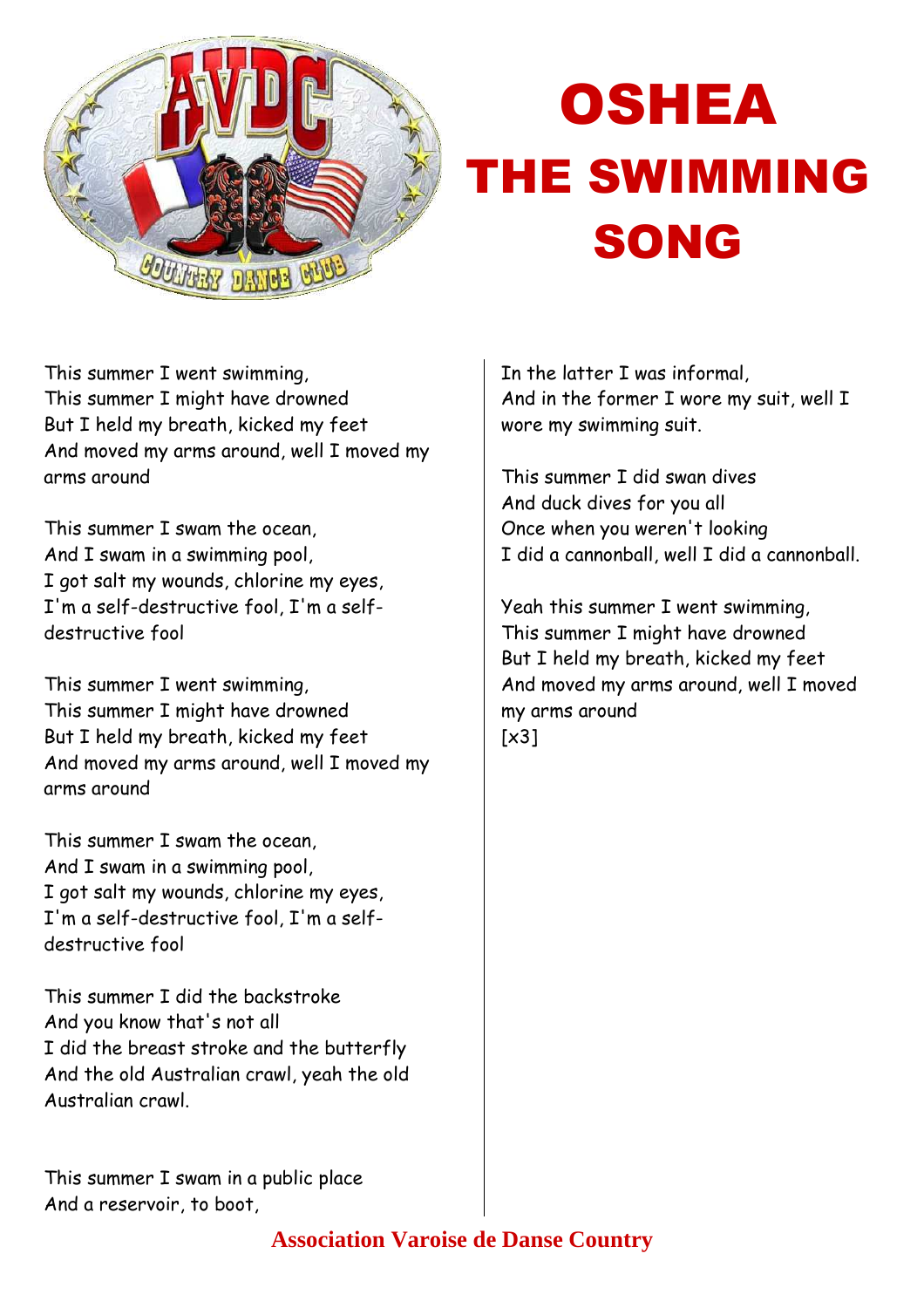# OSHEA

# THE SWIMMING SONG

This summer I went swimming,
This summer I might have drowned
But I held my breath, kicked my feet
And moved my arms around, well I moved my arms around

This summer I swam the ocean,
And I swam in a swimming pool,
I got salt my wounds, chlorine my eyes,
I'm a self-destructive fool, I'm a self-destructive fool

This summer I went swimming,
This summer I might have drowned
But I held my breath, kicked my feet
And moved my arms around, well I moved my arms around

This summer I swam the ocean,
And I swam in a swimming pool,
I got salt my wounds, chlorine my eyes,
I'm a self-destructive fool, I'm a self-destructive fool

This summer I did the backstroke
And you know that's not all
I did the breast stroke and the butterfly
And the old Australian crawl, yeah the old Australian crawl.

This summer I swam in a public place
And a reservoir, to boot,
In the latter I was informal,
And in the former I wore my suit, well I wore my swimming suit.

This summer I did swan dives
And duck dives for you all
Once when you weren't looking
I did a cannonball, well I did a cannonball.

Yeah this summer I went swimming,
This summer I might have drowned
But I held my breath, kicked my feet
And moved my arms around, well I moved my arms around
[x3]

**Association Varoise de Danse Country**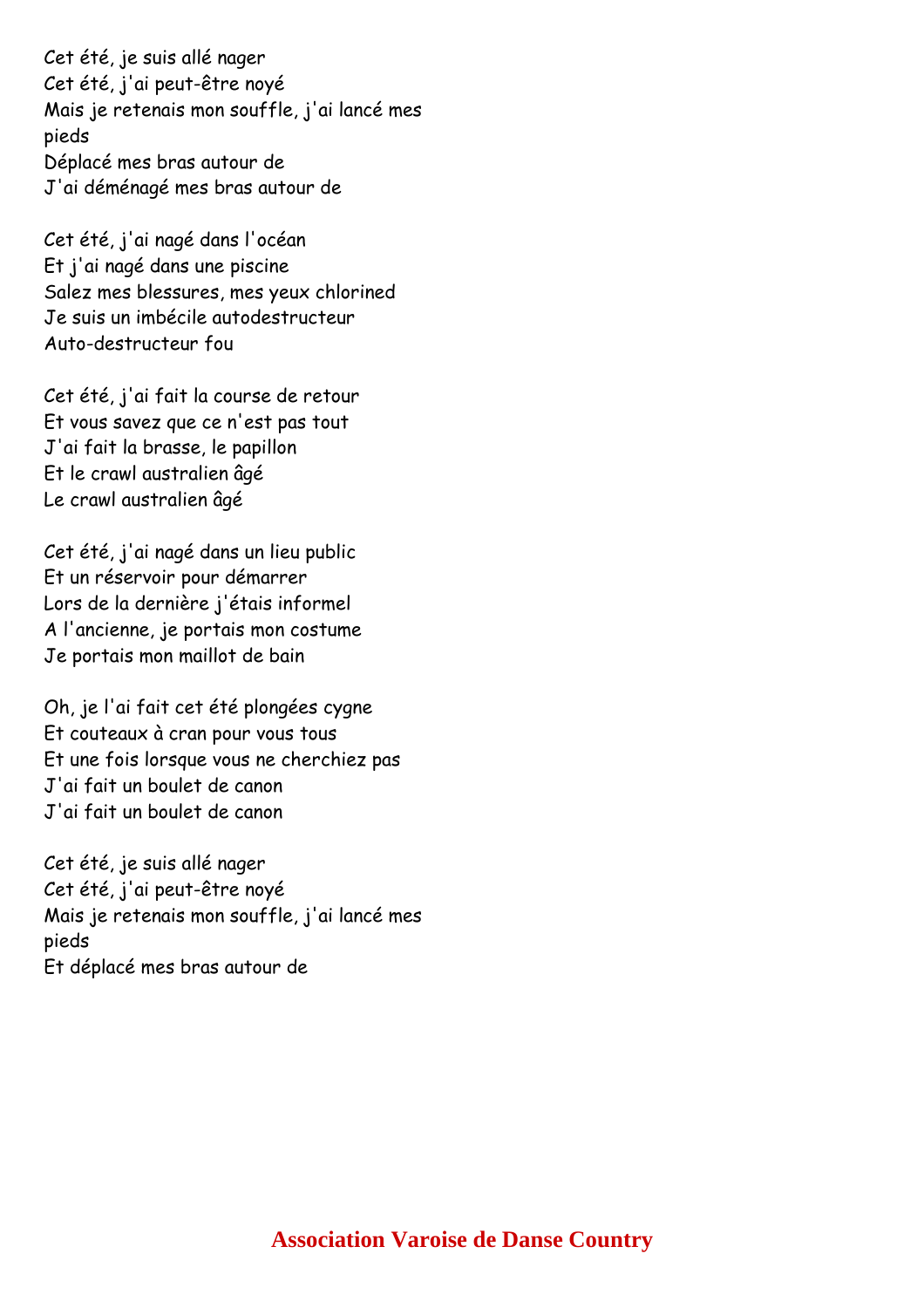Cet été, je suis allé nager
Cet été, j'ai peut-être noyé
Mais je retenais mon souffle, j'ai lancé mes pieds
Déplacé mes bras autour de
J'ai déménagé mes bras autour de

Cet été, j'ai nagé dans l'océan
Et j'ai nagé dans une piscine
Salez mes blessures, mes yeux chlorined
Je suis un imbécile autodestructeur
Auto-destructeur fou

Cet été, j'ai fait la course de retour
Et vous savez que ce n'est pas tout
J'ai fait la brasse, le papillon
Et le crawl australien âgé
Le crawl australien âgé

Cet été, j'ai nagé dans un lieu public
Et un réservoir pour démarrer
Lors de la dernière j'étais informel
A l'ancienne, je portais mon costume
Je portais mon maillot de bain

Oh, je l'ai fait cet été plongées cygne
Et couteaux à cran pour vous tous
Et une fois lorsque vous ne cherchiez pas
J'ai fait un boulet de canon
J'ai fait un boulet de canon

Cet été, je suis allé nager
Cet été, j'ai peut-être noyé
Mais je retenais mon souffle, j'ai lancé mes pieds
Et déplacé mes bras autour de